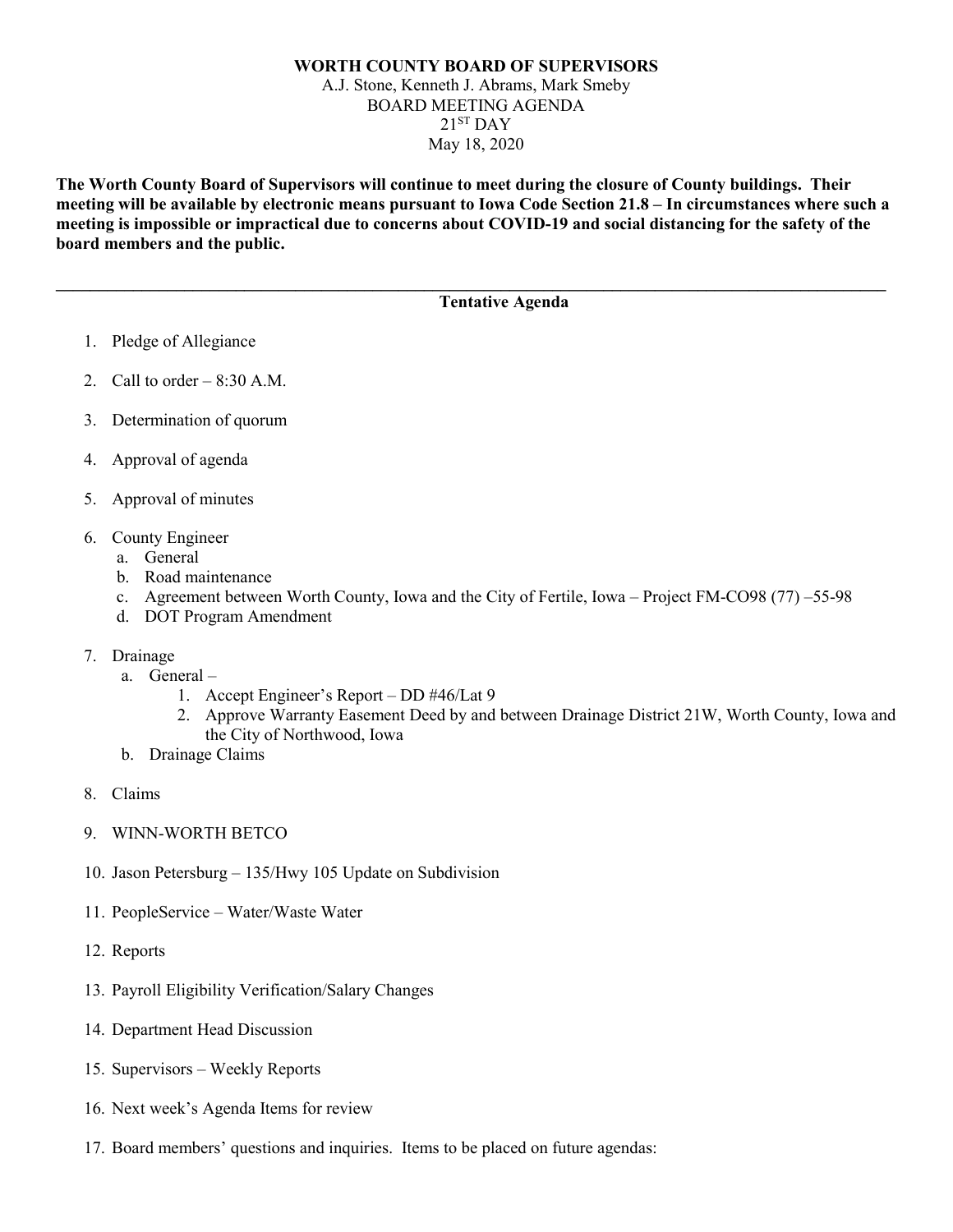**WORTH COUNTY BOARD OF SUPERVISORS**

A.J. Stone, Kenneth J. Abrams, Mark Smeby

BOARD MEETING AGENDA

21ST DAY

May 18, 2020

**The Worth County Board of Supervisors will continue to meet during the closure of County buildings. Their meeting will be available by electronic means pursuant to Iowa Code Section 21.8 – In circumstances where such a meeting is impossible or impractical due to concerns about COVID-19 and social distancing for the safety of the board members and the public.**

---

**Tentative Agenda**

1. Pledge of Allegiance
2. Call to order – 8:30 A.M.
3. Determination of quorum
4. Approval of agenda
5. Approval of minutes
6. County Engineer
   a. General
   b. Road maintenance
   c. Agreement between Worth County, Iowa and the City of Fertile, Iowa – Project FM-CO98 (77) –55-98
   d. DOT Program Amendment
7. Drainage
   a. General –
      1. Accept Engineer's Report – DD #46/Lat 9
      2. Approve Warranty Easement Deed by and between Drainage District 21W, Worth County, Iowa and the City of Northwood, Iowa
   b. Drainage Claims
8. Claims
9. WINN-WORTH BETCO
10. Jason Petersburg – 135/Hwy 105 Update on Subdivision
11. PeopleService – Water/Waste Water
12. Reports
13. Payroll Eligibility Verification/Salary Changes
14. Department Head Discussion
15. Supervisors – Weekly Reports
16. Next week's Agenda Items for review
17. Board members' questions and inquiries. Items to be placed on future agendas: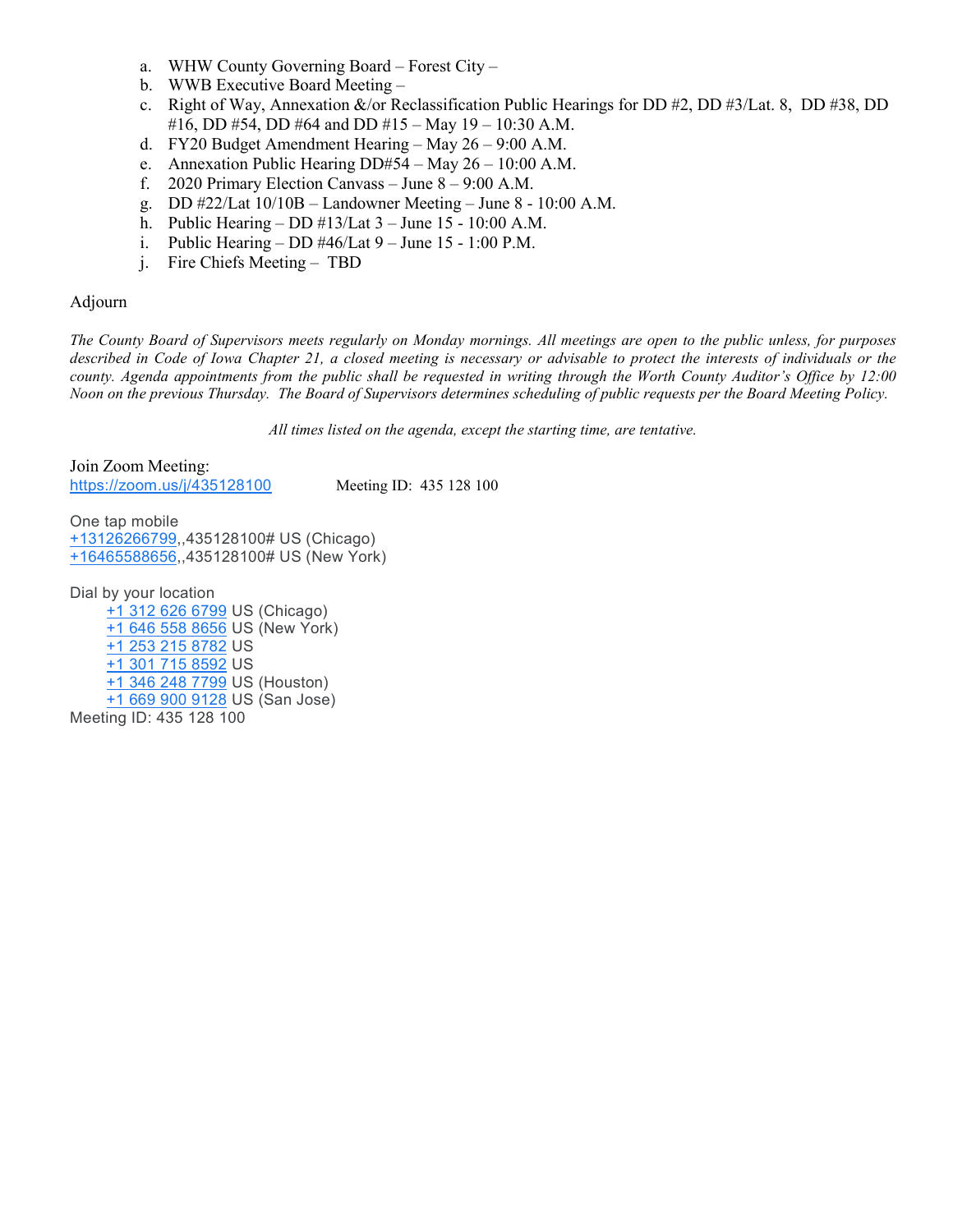a. WHW County Governing Board – Forest City –
b. WWB Executive Board Meeting –
c. Right of Way, Annexation &/or Reclassification Public Hearings for DD #2, DD #3/Lat. 8, DD #38, DD #16, DD #54, DD #64 and DD #15 – May 19 – 10:30 A.M.
d. FY20 Budget Amendment Hearing – May 26 – 9:00 A.M.
e. Annexation Public Hearing DD#54 – May 26 – 10:00 A.M.
f. 2020 Primary Election Canvass – June 8 – 9:00 A.M.
g. DD #22/Lat 10/10B – Landowner Meeting – June 8 - 10:00 A.M.
h. Public Hearing – DD #13/Lat 3 – June 15 - 10:00 A.M.
i. Public Hearing – DD #46/Lat 9 – June 15 - 1:00 P.M.
j. Fire Chiefs Meeting – TBD

Adjourn

*The County Board of Supervisors meets regularly on Monday mornings. All meetings are open to the public unless, for purposes described in Code of Iowa Chapter 21, a closed meeting is necessary or advisable to protect the interests of individuals or the county. Agenda appointments from the public shall be requested in writing through the Worth County Auditor's Office by 12:00 Noon on the previous Thursday. The Board of Supervisors determines scheduling of public requests per the Board Meeting Policy.*

*All times listed on the agenda, except the starting time, are tentative.*

Join Zoom Meeting:
https://zoom.us/j/435128100 Meeting ID: 435 128 100

One tap mobile
+13126266799,,435128100# US (Chicago)
+16465588656,,435128100# US (New York)

Dial by your location
+1 312 626 6799 US (Chicago)
+1 646 558 8656 US (New York)
+1 253 215 8782 US
+1 301 715 8592 US
+1 346 248 7799 US (Houston)
+1 669 900 9128 US (San Jose)
Meeting ID: 435 128 100